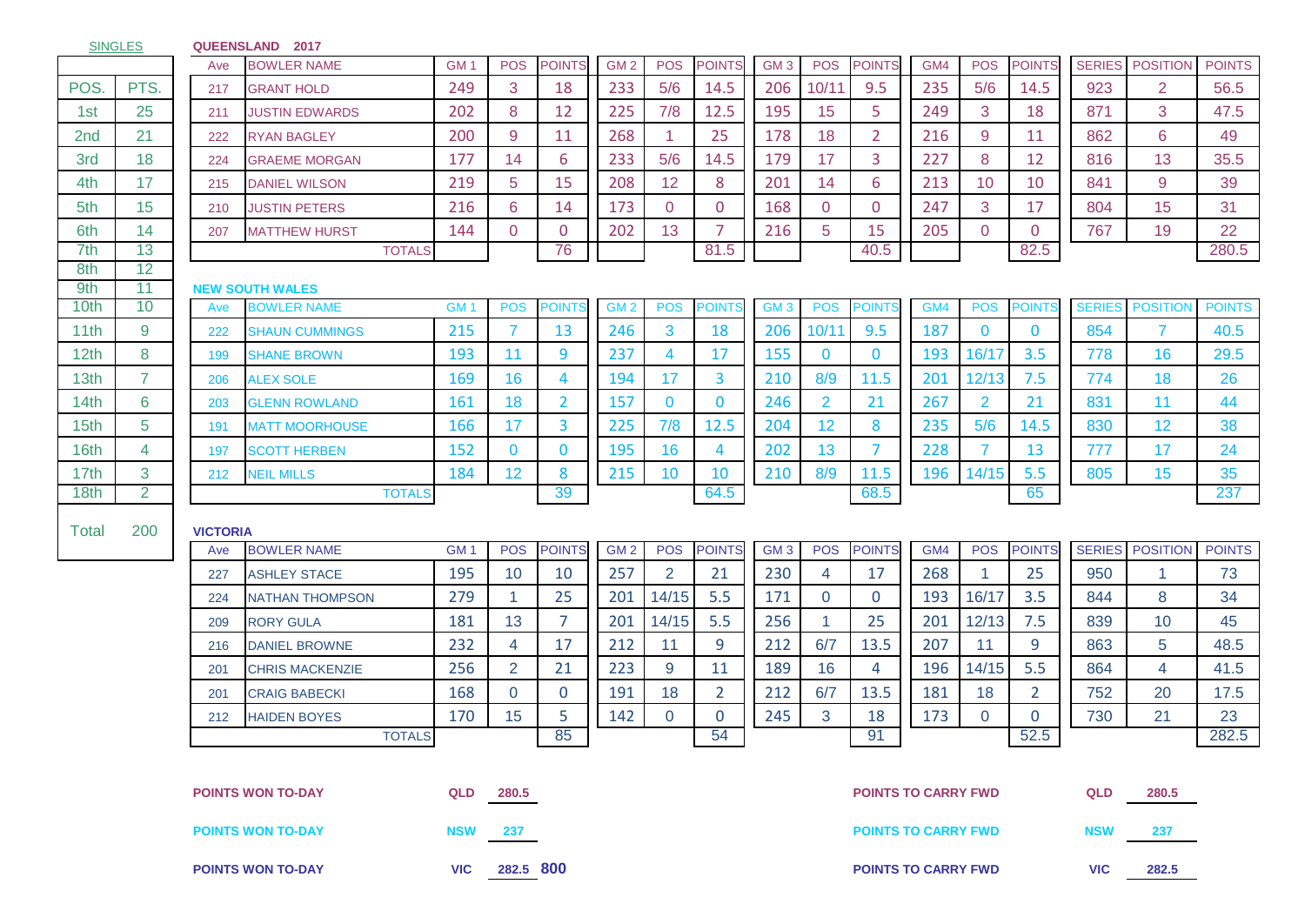## SINGLES

| POS. | PTS. |
|---|---|
| 1st | 25 |
| 2nd | 21 |
| 3rd | 18 |
| 4th | 17 |
| 5th | 15 |
| 6th | 14 |
| 7th | 13 |
| 8th | 12 |
| 9th | 11 |
| 10th | 10 |
| 11th | 9 |
| 12th | 8 |
| 13th | 7 |
| 14th | 6 |
| 15th | 5 |
| 16th | 4 |
| 17th | 3 |
| 18th | 2 |
| Total | 200 |

## QUEENSLAND 2017

| Ave | BOWLER NAME | GM 1 | POS | POINTS | GM 2 | POS | POINTS | GM 3 | POS | POINTS | GM4 | POS | POINTS | SERIES | POSITION | POINTS |
|---|---|---|---|---|---|---|---|---|---|---|---|---|---|---|---|---|
| 217 | GRANT HOLD | 249 | 3 | 18 | 233 | 5/6 | 14.5 | 206 | 10/11 | 9.5 | 235 | 5/6 | 14.5 | 923 | 2 | 56.5 |
| 211 | JUSTIN EDWARDS | 202 | 8 | 12 | 225 | 7/8 | 12.5 | 195 | 15 | 5 | 249 | 3 | 18 | 871 | 3 | 47.5 |
| 222 | RYAN BAGLEY | 200 | 9 | 11 | 268 | 1 | 25 | 178 | 18 | 2 | 216 | 9 | 11 | 862 | 6 | 49 |
| 224 | GRAEME MORGAN | 177 | 14 | 6 | 233 | 5/6 | 14.5 | 179 | 17 | 3 | 227 | 8 | 12 | 816 | 13 | 35.5 |
| 215 | DANIEL WILSON | 219 | 5 | 15 | 208 | 12 | 8 | 201 | 14 | 6 | 213 | 10 | 10 | 841 | 9 | 39 |
| 210 | JUSTIN PETERS | 216 | 6 | 14 | 173 | 0 | 0 | 168 | 0 | 0 | 247 | 3 | 17 | 804 | 15 | 31 |
| 207 | MATTHEW HURST | 144 | 0 | 0 | 202 | 13 | 7 | 216 | 5 | 15 | 205 | 0 | 0 | 767 | 19 | 22 |
| | TOTALS | | | 76 | | | 81.5 | | | 40.5 | | | 82.5 | | | 280.5 |

## NEW SOUTH WALES

| Ave | BOWLER NAME | GM 1 | POS | POINTS | GM 2 | POS | POINTS | GM 3 | POS | POINTS | GM4 | POS | POINTS | SERIES | POSITION | POINTS |
|---|---|---|---|---|---|---|---|---|---|---|---|---|---|---|---|---|
| 222 | SHAUN CUMMINGS | 215 | 7 | 13 | 246 | 3 | 18 | 206 | 10/11 | 9.5 | 187 | 0 | 0 | 854 | 7 | 40.5 |
| 199 | SHANE BROWN | 193 | 11 | 9 | 237 | 4 | 17 | 155 | 0 | 0 | 193 | 16/17 | 3.5 | 778 | 16 | 29.5 |
| 206 | ALEX SOLE | 169 | 16 | 4 | 194 | 17 | 3 | 210 | 8/9 | 11.5 | 201 | 12/13 | 7.5 | 774 | 18 | 26 |
| 203 | GLENN ROWLAND | 161 | 18 | 2 | 157 | 0 | 0 | 246 | 2 | 21 | 267 | 2 | 21 | 831 | 11 | 44 |
| 191 | MATT MOORHOUSE | 166 | 17 | 3 | 225 | 7/8 | 12.5 | 204 | 12 | 8 | 235 | 5/6 | 14.5 | 830 | 12 | 38 |
| 197 | SCOTT HERBEN | 152 | 0 | 0 | 195 | 16 | 4 | 202 | 13 | 7 | 228 | 7 | 13 | 777 | 17 | 24 |
| 212 | NEIL MILLS | 184 | 12 | 8 | 215 | 10 | 10 | 210 | 8/9 | 11.5 | 196 | 14/15 | 5.5 | 805 | 15 | 35 |
| | TOTALS | | | 39 | | | 64.5 | | | 68.5 | | | 65 | | | 237 |

## VICTORIA

| Ave | BOWLER NAME | GM 1 | POS | POINTS | GM 2 | POS | POINTS | GM 3 | POS | POINTS | GM4 | POS | POINTS | SERIES | POSITION | POINTS |
|---|---|---|---|---|---|---|---|---|---|---|---|---|---|---|---|---|
| 227 | ASHLEY STACE | 195 | 10 | 10 | 257 | 2 | 21 | 230 | 4 | 17 | 268 | 1 | 25 | 950 | 1 | 73 |
| 224 | NATHAN THOMPSON | 279 | 1 | 25 | 201 | 14/15 | 5.5 | 171 | 0 | 0 | 193 | 16/17 | 3.5 | 844 | 8 | 34 |
| 209 | RORY GULA | 181 | 13 | 7 | 201 | 14/15 | 5.5 | 256 | 1 | 25 | 201 | 12/13 | 7.5 | 839 | 10 | 45 |
| 216 | DANIEL BROWNE | 232 | 4 | 17 | 212 | 11 | 9 | 212 | 6/7 | 13.5 | 207 | 11 | 9 | 863 | 5 | 48.5 |
| 201 | CHRIS MACKENZIE | 256 | 2 | 21 | 223 | 9 | 11 | 189 | 16 | 4 | 196 | 14/15 | 5.5 | 864 | 4 | 41.5 |
| 201 | CRAIG BABECKI | 168 | 0 | 0 | 191 | 18 | 2 | 212 | 6/7 | 13.5 | 181 | 18 | 2 | 752 | 20 | 17.5 |
| 212 | HAIDEN BOYES | 170 | 15 | 5 | 142 | 0 | 0 | 245 | 3 | 18 | 173 | 0 | 0 | 730 | 21 | 23 |
| | TOTALS | | | 85 | | | 54 | | | 91 | | | 52.5 | | | 282.5 |

| POINTS WON TO-DAY | | | | POINTS TO CARRY FWD | | |
|---|---|---|---|---|---|---|
| POINTS WON TO-DAY | QLD | 280.5 | | POINTS TO CARRY FWD | QLD | 280.5 |
| POINTS WON TO-DAY | NSW | 237 | | POINTS TO CARRY FWD | NSW | 237 |
| POINTS WON TO-DAY | VIC | 282.5 | 800 | POINTS TO CARRY FWD | VIC | 282.5 |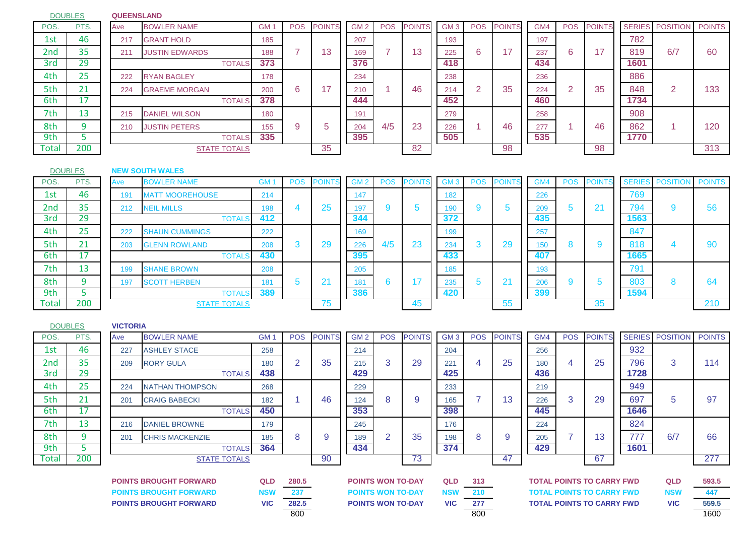## DOUBLES — QUEENSLAND

| POS. | PTS. | Ave | BOWLER NAME | GM 1 | POS | POINTS | GM 2 | POS | POINTS | GM 3 | POS | POINTS | GM4 | POS | POINTS | SERIES | POSITION | POINTS |
|---|---|---|---|---|---|---|---|---|---|---|---|---|---|---|---|---|---|---|
| 1st | 46 | 217 | GRANT HOLD | 185 | | | 207 | | | 193 | | | 197 | | | 782 | | |
| 2nd | 35 | 211 | JUSTIN EDWARDS | 188 | 7 | 13 | 169 | 7 | 13 | 225 | 6 | 17 | 237 | 6 | 17 | 819 | 6/7 | 60 |
| 3rd | 29 | | TOTALS | 373 | | | 376 | | | 418 | | | 434 | | | 1601 | | |
| 4th | 25 | 222 | RYAN BAGLEY | 178 | | | 234 | | | 238 | | | 236 | | | 886 | | |
| 5th | 21 | 224 | GRAEME MORGAN | 200 | 6 | 17 | 210 | 1 | 46 | 214 | 2 | 35 | 224 | 2 | 35 | 848 | 2 | 133 |
| 6th | 17 | | TOTALS | 378 | | | 444 | | | 452 | | | 460 | | | 1734 | | |
| 7th | 13 | 215 | DANIEL WILSON | 180 | | | 191 | | | 279 | | | 258 | | | 908 | | |
| 8th | 9 | 210 | JUSTIN PETERS | 155 | 9 | 5 | 204 | 4/5 | 23 | 226 | 1 | 46 | 277 | 1 | 46 | 862 | 1 | 120 |
| 9th | 5 | | TOTALS | 335 | | | 395 | | | 505 | | | 535 | | | 1770 | | |
| Total | 200 | | STATE TOTALS | | | 35 | | | 82 | | | 98 | | | 98 | | | 313 |

## DOUBLES — NEW SOUTH WALES

| POS. | PTS. | Ave | BOWLER NAME | GM 1 | POS | POINTS | GM 2 | POS | POINTS | GM 3 | POS | POINTS | GM4 | POS | POINTS | SERIES | POSITION | POINTS |
|---|---|---|---|---|---|---|---|---|---|---|---|---|---|---|---|---|---|---|
| 1st | 46 | 191 | MATT MOOREHOUSE | 214 | | | 147 | | | 182 | | | 226 | | | 769 | | |
| 2nd | 35 | 212 | NEIL MILLS | 198 | 4 | 25 | 197 | 9 | 5 | 190 | 9 | 5 | 209 | 5 | 21 | 794 | 9 | 56 |
| 3rd | 29 | | TOTALS | 412 | | | 344 | | | 372 | | | 435 | | | 1563 | | |
| 4th | 25 | 222 | SHAUN CUMMINGS | 222 | | | 169 | | | 199 | | | 257 | | | 847 | | |
| 5th | 21 | 203 | GLENN ROWLAND | 208 | 3 | 29 | 226 | 4/5 | 23 | 234 | 3 | 29 | 150 | 8 | 9 | 818 | 4 | 90 |
| 6th | 17 | | TOTALS | 430 | | | 395 | | | 433 | | | 407 | | | 1665 | | |
| 7th | 13 | 199 | SHANE BROWN | 208 | | | 205 | | | 185 | | | 193 | | | 791 | | |
| 8th | 9 | 197 | SCOTT HERBEN | 181 | 5 | 21 | 181 | 6 | 17 | 235 | 5 | 21 | 206 | 9 | 5 | 803 | 8 | 64 |
| 9th | 5 | | TOTALS | 389 | | | 386 | | | 420 | | | 399 | | | 1594 | | |
| Total | 200 | | STATE TOTALS | | | 75 | | | 45 | | | 55 | | | 35 | | | 210 |

## DOUBLES — VICTORIA

| POS. | PTS. | Ave | BOWLER NAME | GM 1 | POS | POINTS | GM 2 | POS | POINTS | GM 3 | POS | POINTS | GM4 | POS | POINTS | SERIES | POSITION | POINTS |
|---|---|---|---|---|---|---|---|---|---|---|---|---|---|---|---|---|---|---|
| 1st | 46 | 227 | ASHLEY STACE | 258 | | | 214 | | | 204 | | | 256 | | | 932 | | |
| 2nd | 35 | 209 | RORY GULA | 180 | 2 | 35 | 215 | 3 | 29 | 221 | 4 | 25 | 180 | 4 | 25 | 796 | 3 | 114 |
| 3rd | 29 | | TOTALS | 438 | | | 429 | | | 425 | | | 436 | | | 1728 | | |
| 4th | 25 | 224 | NATHAN THOMPSON | 268 | | | 229 | | | 233 | | | 219 | | | 949 | | |
| 5th | 21 | 201 | CRAIG BABECKI | 182 | 1 | 46 | 124 | 8 | 9 | 165 | 7 | 13 | 226 | 3 | 29 | 697 | 5 | 97 |
| 6th | 17 | | TOTALS | 450 | | | 353 | | | 398 | | | 445 | | | 1646 | | |
| 7th | 13 | 216 | DANIEL BROWNE | 179 | | | 245 | | | 176 | | | 224 | | | 824 | | |
| 8th | 9 | 201 | CHRIS MACKENZIE | 185 | 8 | 9 | 189 | 2 | 35 | 198 | 8 | 9 | 205 | 7 | 13 | 777 | 6/7 | 66 |
| 9th | 5 | | TOTALS | 364 | | | 434 | | | 374 | | | 429 | | | 1601 | | |
| Total | 200 | | STATE TOTALS | | | 90 | | | 73 | | | 47 | | | 67 | | | 277 |

| | | | | | | | | |
|---|---|---|---|---|---|---|---|---|
| POINTS BROUGHT FORWARD | QLD | 280.5 | POINTS WON TO-DAY | QLD | 313 | TOTAL POINTS TO CARRY FWD | QLD | 593.5 |
| POINTS BROUGHT FORWARD | NSW | 237 | POINTS WON TO-DAY | NSW | 210 | TOTAL POINTS TO CARRY FWD | NSW | 447 |
| POINTS BROUGHT FORWARD | VIC | 282.5 | POINTS WON TO-DAY | VIC | 277 | TOTAL POINTS TO CARRY FWD | VIC | 559.5 |
| | | 800 | | | 800 | | | 1600 |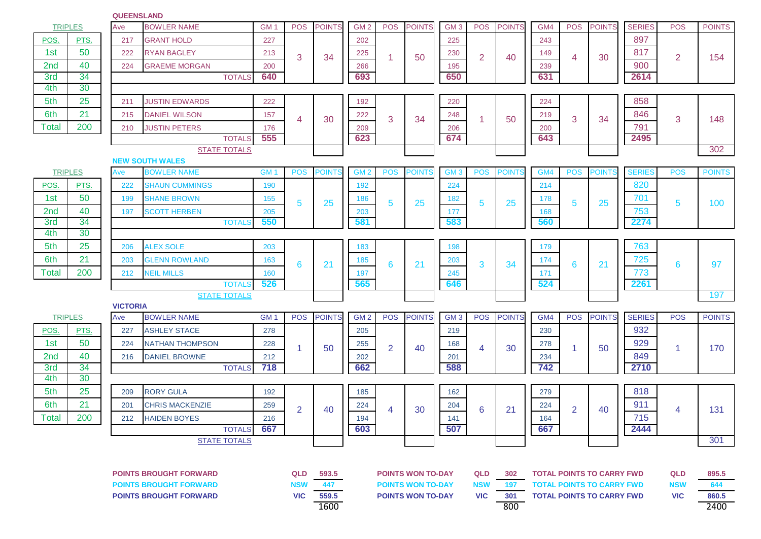## QUEENSLAND

| TRIPLES | |
|---|---|
| POS. | PTS. |
| 1st | 50 |
| 2nd | 40 |
| 3rd | 34 |
| 4th | 30 |
| 5th | 25 |
| 6th | 21 |
| Total | 200 |

| Ave | BOWLER NAME | GM 1 | POS | POINTS | GM 2 | POS | POINTS | GM 3 | POS | POINTS | GM4 | POS | POINTS | SERIES | POS | POINTS |
|---|---|---|---|---|---|---|---|---|---|---|---|---|---|---|---|---|
| 217 | GRANT HOLD | 227 | 3 | 34 | 202 | 1 | 50 | 225 | 2 | 40 | 243 | 4 | 30 | 897 | 2 | 154 |
| 222 | RYAN BAGLEY | 213 | | | 225 | | | 230 | | | 149 | | | 817 | | |
| 224 | GRAEME MORGAN | 200 | | | 266 | | | 195 | | | 239 | | | 900 | | |
| | TOTALS | 640 | | | 693 | | | 650 | | | 631 | | | 2614 | | |
| 211 | JUSTIN EDWARDS | 222 | 4 | 30 | 192 | 3 | 34 | 220 | 1 | 50 | 224 | 3 | 34 | 858 | 3 | 148 |
| 215 | DANIEL WILSON | 157 | | | 222 | | | 248 | | | 219 | | | 846 | | |
| 210 | JUSTIN PETERS | 176 | | | 209 | | | 206 | | | 200 | | | 791 | | |
| | TOTALS | 555 | | | 623 | | | 674 | | | 643 | | | 2495 | | |
| | STATE TOTALS | | | | | | | | | | | | | | | 302 |

## NEW SOUTH WALES

| TRIPLES | |
|---|---|
| POS. | PTS. |
| 1st | 50 |
| 2nd | 40 |
| 3rd | 34 |
| 4th | 30 |
| 5th | 25 |
| 6th | 21 |
| Total | 200 |

| Ave | BOWLER NAME | GM 1 | POS | POINTS | GM 2 | POS | POINTS | GM 3 | POS | POINTS | GM4 | POS | POINTS | SERIES | POS | POINTS |
|---|---|---|---|---|---|---|---|---|---|---|---|---|---|---|---|---|
| 222 | SHAUN CUMMINGS | 190 | 5 | 25 | 192 | 5 | 25 | 224 | 5 | 25 | 214 | 5 | 25 | 820 | 5 | 100 |
| 199 | SHANE BROWN | 155 | | | 186 | | | 182 | | | 178 | | | 701 | | |
| 197 | SCOTT HERBEN | 205 | | | 203 | | | 177 | | | 168 | | | 753 | | |
| | TOTALS | 550 | | | 581 | | | 583 | | | 560 | | | 2274 | | |
| 206 | ALEX SOLE | 203 | 6 | 21 | 183 | 6 | 21 | 198 | 3 | 34 | 179 | 6 | 21 | 763 | 6 | 97 |
| 203 | GLENN ROWLAND | 163 | | | 185 | | | 203 | | | 174 | | | 725 | | |
| 212 | NEIL MILLS | 160 | | | 197 | | | 245 | | | 171 | | | 773 | | |
| | TOTALS | 526 | | | 565 | | | 646 | | | 524 | | | 2261 | | |
| | STATE TOTALS | | | | | | | | | | | | | | | 197 |

## VICTORIA

| TRIPLES | |
|---|---|
| POS. | PTS. |
| 1st | 50 |
| 2nd | 40 |
| 3rd | 34 |
| 4th | 30 |
| 5th | 25 |
| 6th | 21 |
| Total | 200 |

| Ave | BOWLER NAME | GM 1 | POS | POINTS | GM 2 | POS | POINTS | GM 3 | POS | POINTS | GM4 | POS | POINTS | SERIES | POS | POINTS |
|---|---|---|---|---|---|---|---|---|---|---|---|---|---|---|---|---|
| 227 | ASHLEY STACE | 278 | 1 | 50 | 205 | 2 | 40 | 219 | 4 | 30 | 230 | 1 | 50 | 932 | 1 | 170 |
| 224 | NATHAN THOMPSON | 228 | | | 255 | | | 168 | | | 278 | | | 929 | | |
| 216 | DANIEL BROWNE | 212 | | | 202 | | | 201 | | | 234 | | | 849 | | |
| | TOTALS | 718 | | | 662 | | | 588 | | | 742 | | | 2710 | | |
| 209 | RORY GULA | 192 | 2 | 40 | 185 | 4 | 30 | 162 | 6 | 21 | 279 | 2 | 40 | 818 | 4 | 131 |
| 201 | CHRIS MACKENZIE | 259 | | | 224 | | | 204 | | | 224 | | | 911 | | |
| 212 | HAIDEN BOYES | 216 | | | 194 | | | 141 | | | 164 | | | 715 | | |
| | TOTALS | 667 | | | 603 | | | 507 | | | 667 | | | 2444 | | |
| | STATE TOTALS | | | | | | | | | | | | | | | 301 |

| POINTS BROUGHT FORWARD | | | POINTS WON TO-DAY | | | TOTAL POINTS TO CARRY FWD | | |
|---|---|---|---|---|---|---|---|---|
| POINTS BROUGHT FORWARD | QLD | 593.5 | POINTS WON TO-DAY | QLD | 302 | TOTAL POINTS TO CARRY FWD | QLD | 895.5 |
| POINTS BROUGHT FORWARD | NSW | 447 | POINTS WON TO-DAY | NSW | 197 | TOTAL POINTS TO CARRY FWD | NSW | 644 |
| POINTS BROUGHT FORWARD | VIC | 559.5 | POINTS WON TO-DAY | VIC | 301 | TOTAL POINTS TO CARRY FWD | VIC | 860.5 |
| | | 1600 | | | 800 | | | 2400 |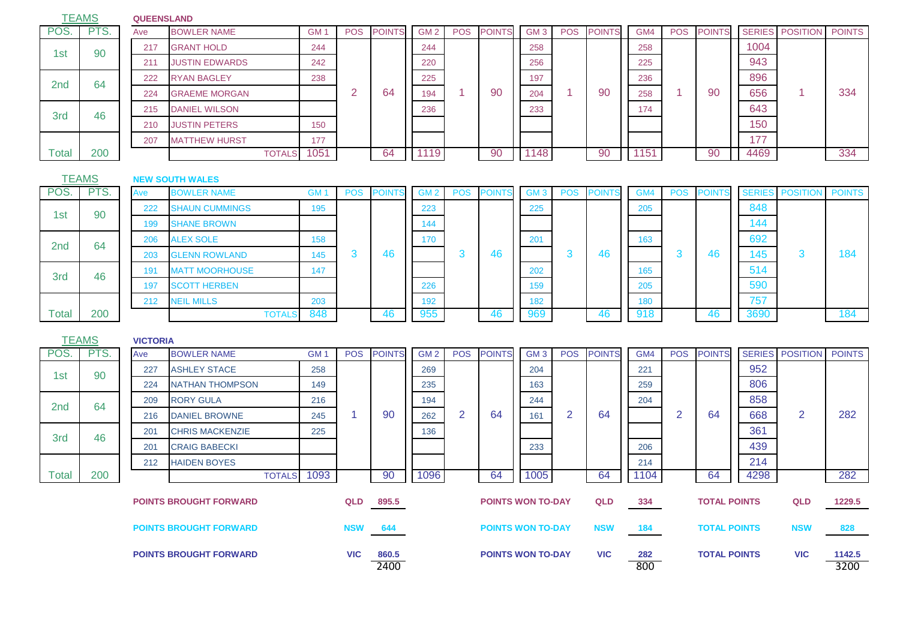## QUEENSLAND

| TEAMS POS. | PTS. |
|---|---|
| 1st | 90 |
| 2nd | 64 |
| 3rd | 46 |
| Total | 200 |

| Ave | BOWLER NAME | GM 1 | POS | POINTS | GM 2 | POS | POINTS | GM 3 | POS | POINTS | GM4 | POS | POINTS | SERIES | POSITION | POINTS |
|---|---|---|---|---|---|---|---|---|---|---|---|---|---|---|---|---|
| 217 | GRANT HOLD | 244 | 2 | 64 | 244 | 1 | 90 | 258 | 1 | 90 | 258 | 1 | 90 | 1004 | 1 | 334 |
| 211 | JUSTIN EDWARDS | 242 | | | 220 | | | 256 | | | 225 | | | 943 | | |
| 222 | RYAN BAGLEY | 238 | | | 225 | | | 197 | | | 236 | | | 896 | | |
| 224 | GRAEME MORGAN | | | | 194 | | | 204 | | | 258 | | | 656 | | |
| 215 | DANIEL WILSON | | | | 236 | | | 233 | | | 174 | | | 643 | | |
| 210 | JUSTIN PETERS | 150 | | | | | | | | | | | | 150 | | |
| 207 | MATTHEW HURST | 177 | | | | | | | | | | | | 177 | | |
| | TOTALS | 1051 | | 64 | 1119 | | 90 | 1148 | | 90 | 1151 | | 90 | 4469 | | 334 |

## NEW SOUTH WALES

| TEAMS POS. | PTS. |
|---|---|
| 1st | 90 |
| 2nd | 64 |
| 3rd | 46 |
| Total | 200 |

| Ave | BOWLER NAME | GM 1 | POS | POINTS | GM 2 | POS | POINTS | GM 3 | POS | POINTS | GM4 | POS | POINTS | SERIES | POSITION | POINTS |
|---|---|---|---|---|---|---|---|---|---|---|---|---|---|---|---|---|
| 222 | SHAUN CUMMINGS | 195 | 3 | 46 | 223 | 3 | 46 | 225 | 3 | 46 | 205 | 3 | 46 | 848 | 3 | 184 |
| 199 | SHANE BROWN | | | | 144 | | | | | | | | | 144 | | |
| 206 | ALEX SOLE | 158 | | | 170 | | | 201 | | | 163 | | | 692 | | |
| 203 | GLENN ROWLAND | 145 | | | | | | | | | | | | 145 | | |
| 191 | MATT MOORHOUSE | 147 | | | | | | 202 | | | 165 | | | 514 | | |
| 197 | SCOTT HERBEN | | | | 226 | | | 159 | | | 205 | | | 590 | | |
| 212 | NEIL MILLS | 203 | | | 192 | | | 182 | | | 180 | | | 757 | | |
| | TOTALS | 848 | | 46 | 955 | | 46 | 969 | | 46 | 918 | | 46 | 3690 | | 184 |

## VICTORIA

| TEAMS POS. | PTS. |
|---|---|
| 1st | 90 |
| 2nd | 64 |
| 3rd | 46 |
| Total | 200 |

| Ave | BOWLER NAME | GM 1 | POS | POINTS | GM 2 | POS | POINTS | GM 3 | POS | POINTS | GM4 | POS | POINTS | SERIES | POSITION | POINTS |
|---|---|---|---|---|---|---|---|---|---|---|---|---|---|---|---|---|
| 227 | ASHLEY STACE | 258 | 1 | 90 | 269 | 2 | 64 | 204 | 2 | 64 | 221 | 2 | 64 | 952 | 2 | 282 |
| 224 | NATHAN THOMPSON | 149 | | | 235 | | | 163 | | | 259 | | | 806 | | |
| 209 | RORY GULA | 216 | | | 194 | | | 244 | | | 204 | | | 858 | | |
| 216 | DANIEL BROWNE | 245 | | | 262 | | | 161 | | | | | | 668 | | |
| 201 | CHRIS MACKENZIE | 225 | | | 136 | | | | | | | | | 361 | | |
| 201 | CRAIG BABECKI | | | | | | | 233 | | | 206 | | | 439 | | |
| 212 | HAIDEN BOYES | | | | | | | | | | 214 | | | 214 | | |
| | TOTALS | 1093 | | 90 | 1096 | | 64 | 1005 | | 64 | 1104 | | 64 | 4298 | | 282 |

| | | | | | | | | |
|---|---|---|---|---|---|---|---|---|
| POINTS BROUGHT FORWARD | QLD | 895.5 | POINTS WON TO-DAY | QLD | 334 | TOTAL POINTS | QLD | 1229.5 |
| POINTS BROUGHT FORWARD | NSW | 644 | POINTS WON TO-DAY | NSW | 184 | TOTAL POINTS | NSW | 828 |
| POINTS BROUGHT FORWARD | VIC | 860.5 | POINTS WON TO-DAY | VIC | 282 | TOTAL POINTS | VIC | 1142.5 |
| | | 2400 | | | 800 | | | 3200 |